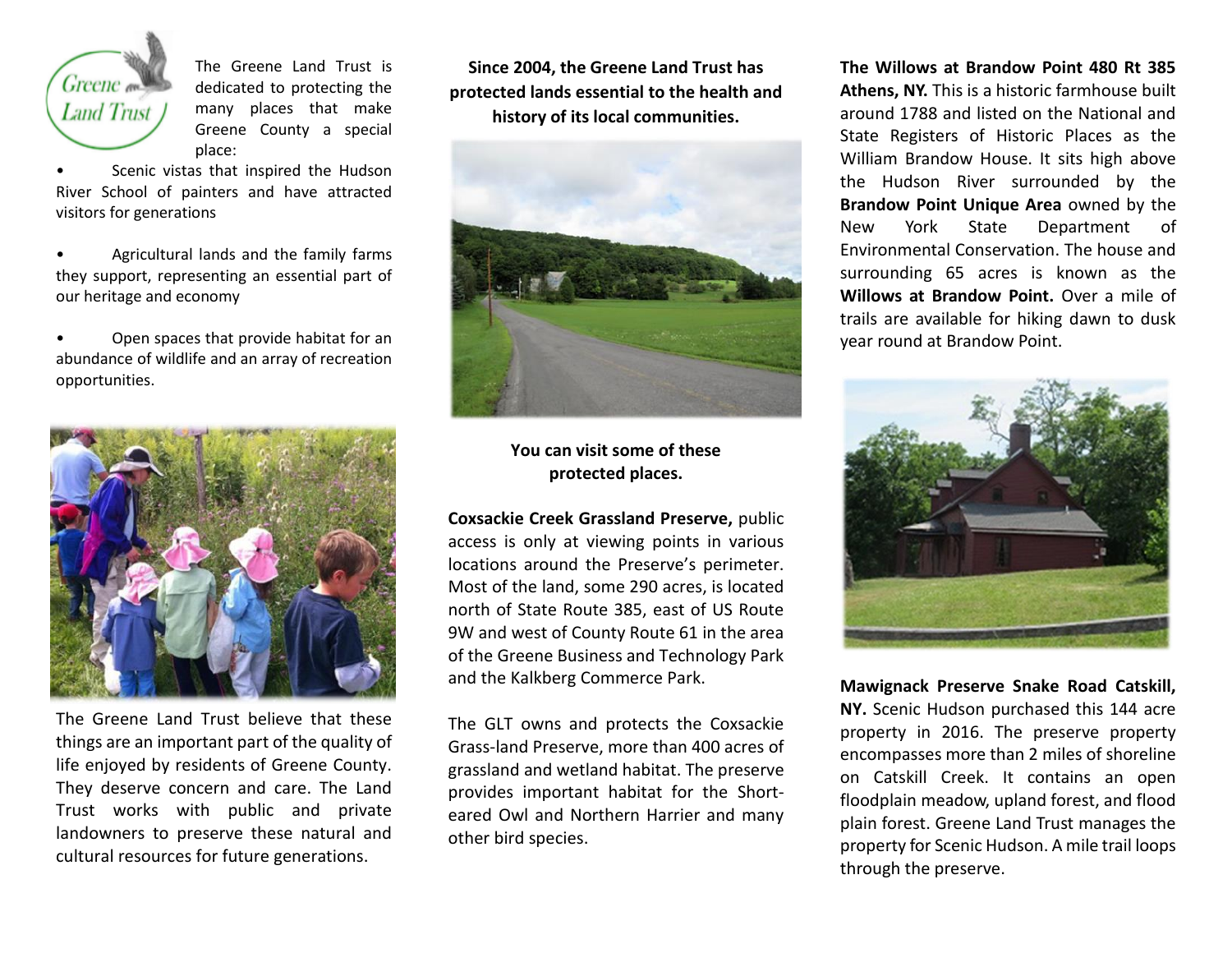The Greene Land Trust is dedicated to protecting the many places that make Greene County a special place:

- Scenic vistas that inspired the Hudson River School of painters and have attracted visitors for generations
- Agricultural lands and the family farms they support, representing an essential part of our heritage and economy
- Open spaces that provide habitat for an abundance of wildlife and an array of recreation opportunities.

The Greene Land Trust believe that these things are an important part of the quality of life enjoyed by residents of Greene County. They deserve concern and care. The Land Trust works with public and private landowners to preserve these natural and cultural resources for future generations.

**Since 2004, the Greene Land Trust has protected lands essential to the health and history of its local communities.**

**You can visit some of these protected places.**

**Coxsackie Creek Grassland Preserve,** public access is only at viewing points in various locations around the Preserve's perimeter. Most of the land, some 290 acres, is located north of State Route 385, east of US Route 9W and west of County Route 61 in the area of the Greene Business and Technology Park and the Kalkberg Commerce Park.

The GLT owns and protects the Coxsackie Grass-land Preserve, more than 400 acres of grassland and wetland habitat. The preserve provides important habitat for the Short-eared Owl and Northern Harrier and many other bird species.

**The Willows at Brandow Point 480 Rt 385 Athens, NY.** This is a historic farmhouse built around 1788 and listed on the National and State Registers of Historic Places as the William Brandow House. It sits high above the Hudson River surrounded by the **Brandow Point Unique Area** owned by the New York State Department of Environmental Conservation. The house and surrounding 65 acres is known as the **Willows at Brandow Point.** Over a mile of trails are available for hiking dawn to dusk year round at Brandow Point.

**Mawignack Preserve Snake Road Catskill, NY.** Scenic Hudson purchased this 144 acre property in 2016. The preserve property encompasses more than 2 miles of shoreline on Catskill Creek. It contains an open floodplain meadow, upland forest, and flood plain forest. Greene Land Trust manages the property for Scenic Hudson. A mile trail loops through the preserve.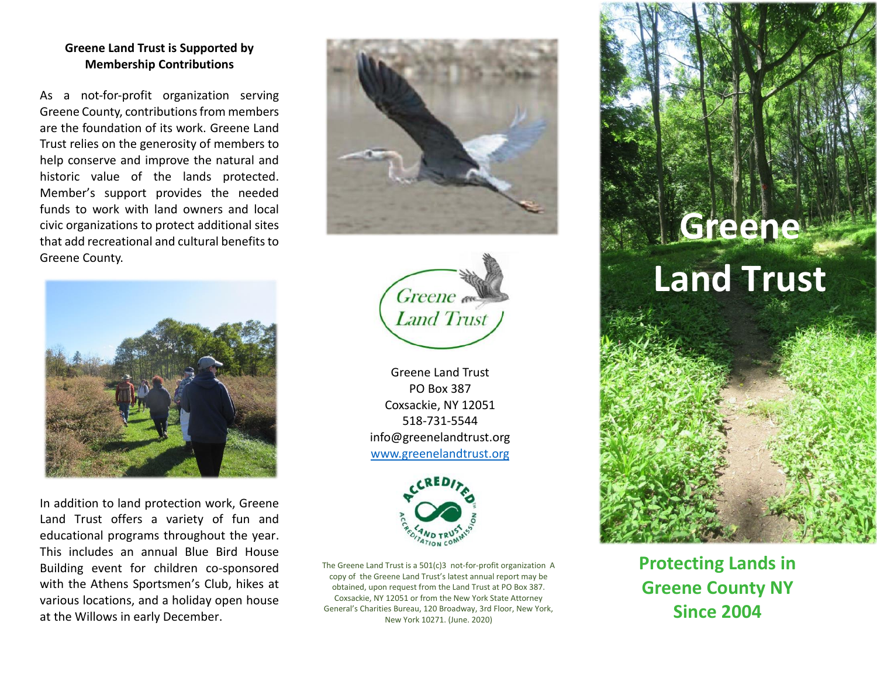### Greene Land Trust is Supported by Membership Contributions

As a not-for-profit organization serving Greene County, contributions from members are the foundation of its work. Greene Land Trust relies on the generosity of members to help conserve and improve the natural and historic value of the lands protected. Member's support provides the needed funds to work with land owners and local civic organizations to protect additional sites that add recreational and cultural benefits to Greene County.

In addition to land protection work, Greene Land Trust offers a variety of fun and educational programs throughout the year. This includes an annual Blue Bird House Building event for children co-sponsored with the Athens Sportsmen's Club, hikes at various locations, and a holiday open house at the Willows in early December.

Greene Land Trust
PO Box 387
Coxsackie, NY 12051
518-731-5544
info@greenelandtrust.org
www.greenelandtrust.org

The Greene Land Trust is a 501(c)3 not-for-profit organization A copy of the Greene Land Trust's latest annual report may be obtained, upon request from the Land Trust at PO Box 387. Coxsackie, NY 12051 or from the New York State Attorney General's Charities Bureau, 120 Broadway, 3rd Floor, New York, New York 10271. (June. 2020)

# Greene Land Trust

## Protecting Lands in Greene County NY Since 2004